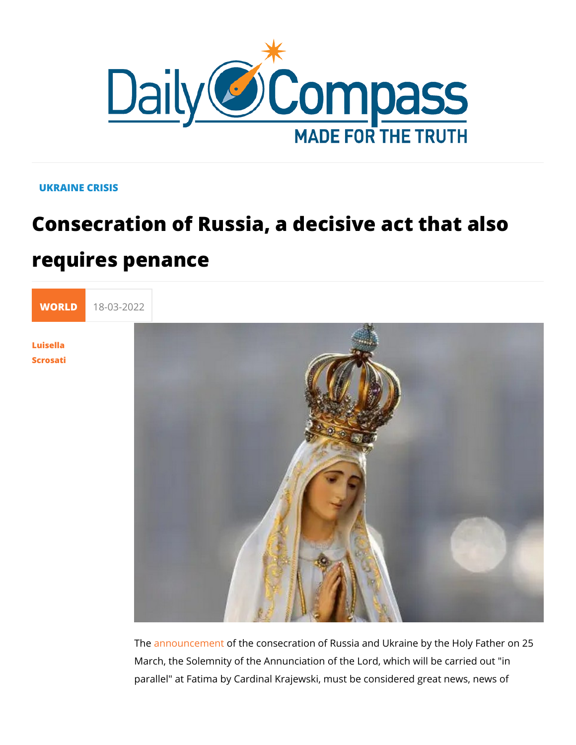UKRAINE CRISIS

# Consecration of Russia, a decisive act that also requires penance

WORLD 18-03-2022

Luisella Scrosati

The announcement of the consecration of Russia and Ukraine by the Holy Father on 25 March, the Solemnity of the Annunciation of the Lord, which will be carried out "in parallel" at Fatima by Cardinal Krajewski, must be considered great news, news of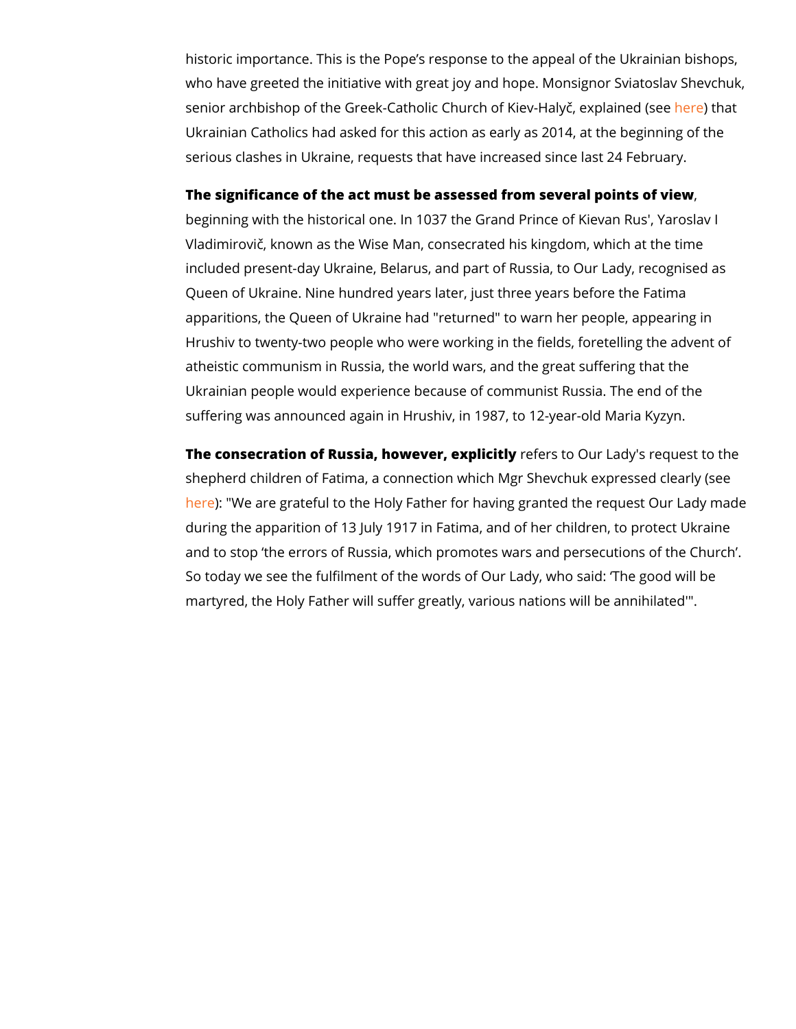historic importance. This is the Pope's response to the appeal of the Ukrainian bishops, who have greeted the initiative with great joy and hope. Monsignor Sviatoslav Shevchuk, senior archbishop of the Greek-Catholic Church of Kiev-Halyč, explained (see here) that Ukrainian Catholics had asked for this action as early as 2014, at the beginning of the serious clashes in Ukraine, requests that have increased since last 24 February.

**The significance of the act must be assessed from several points of view**, beginning with the historical one. In 1037 the Grand Prince of Kievan Rus', Yaroslav I Vladimirovič, known as the Wise Man, consecrated his kingdom, which at the time included present-day Ukraine, Belarus, and part of Russia, to Our Lady, recognised as Queen of Ukraine. Nine hundred years later, just three years before the Fatima apparitions, the Queen of Ukraine had "returned" to warn her people, appearing in Hrushiv to twenty-two people who were working in the fields, foretelling the advent of atheistic communism in Russia, the world wars, and the great suffering that the Ukrainian people would experience because of communist Russia. The end of the suffering was announced again in Hrushiv, in 1987, to 12-year-old Maria Kyzyn.

**The consecration of Russia, however, explicitly** refers to Our Lady's request to the shepherd children of Fatima, a connection which Mgr Shevchuk expressed clearly (see here): "We are grateful to the Holy Father for having granted the request Our Lady made during the apparition of 13 July 1917 in Fatima, and of her children, to protect Ukraine and to stop 'the errors of Russia, which promotes wars and persecutions of the Church'. So today we see the fulfilment of the words of Our Lady, who said: 'The good will be martyred, the Holy Father will suffer greatly, various nations will be annihilated'".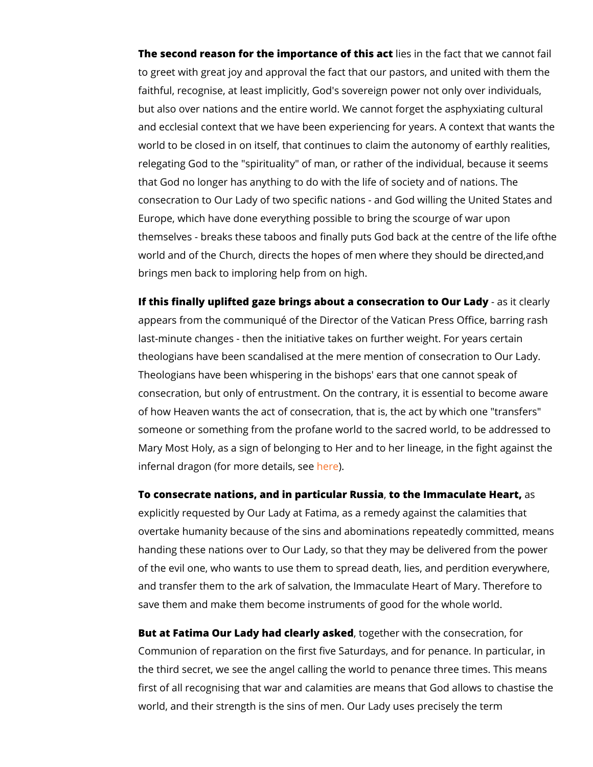**The second reason for the importance of this act** lies in the fact that we cannot fail to greet with great joy and approval the fact that our pastors, and united with them the faithful, recognise, at least implicitly, God's sovereign power not only over individuals, but also over nations and the entire world. We cannot forget the asphyxiating cultural and ecclesial context that we have been experiencing for years. A context that wants the world to be closed in on itself, that continues to claim the autonomy of earthly realities, relegating God to the "spirituality" of man, or rather of the individual, because it seems that God no longer has anything to do with the life of society and of nations. The consecration to Our Lady of two specific nations - and God willing the United States and Europe, which have done everything possible to bring the scourge of war upon themselves - breaks these taboos and finally puts God back at the centre of the life ofthe world and of the Church, directs the hopes of men where they should be directed,and brings men back to imploring help from on high.

**If this finally uplifted gaze brings about a consecration to Our Lady** - as it clearly appears from the communiqué of the Director of the Vatican Press Office, barring rash last-minute changes - then the initiative takes on further weight. For years certain theologians have been scandalised at the mere mention of consecration to Our Lady. Theologians have been whispering in the bishops' ears that one cannot speak of consecration, but only of entrustment. On the contrary, it is essential to become aware of how Heaven wants the act of consecration, that is, the act by which one "transfers" someone or something from the profane world to the sacred world, to be addressed to Mary Most Holy, as a sign of belonging to Her and to her lineage, in the fight against the infernal dragon (for more details, see here).

**To consecrate nations, and in particular Russia**, **to the Immaculate Heart,** as explicitly requested by Our Lady at Fatima, as a remedy against the calamities that overtake humanity because of the sins and abominations repeatedly committed, means handing these nations over to Our Lady, so that they may be delivered from the power of the evil one, who wants to use them to spread death, lies, and perdition everywhere, and transfer them to the ark of salvation, the Immaculate Heart of Mary. Therefore to save them and make them become instruments of good for the whole world.

**But at Fatima Our Lady had clearly asked**, together with the consecration, for Communion of reparation on the first five Saturdays, and for penance. In particular, in the third secret, we see the angel calling the world to penance three times. This means first of all recognising that war and calamities are means that God allows to chastise the world, and their strength is the sins of men. Our Lady uses precisely the term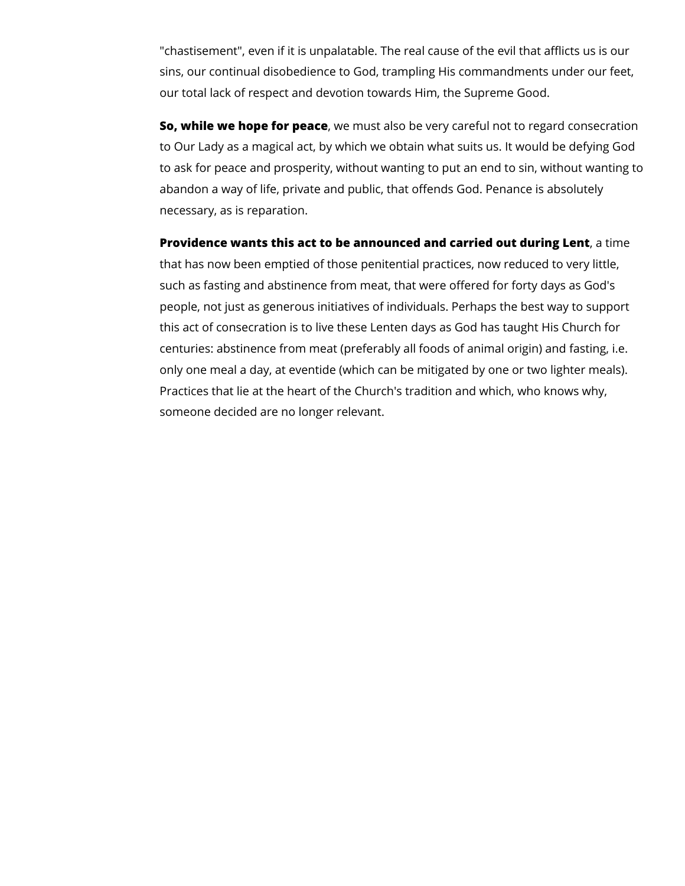"chastisement", even if it is unpalatable. The real cause of the evil that afflicts us is our sins, our continual disobedience to God, trampling His commandments under our feet, our total lack of respect and devotion towards Him, the Supreme Good.

**So, while we hope for peace**, we must also be very careful not to regard consecration to Our Lady as a magical act, by which we obtain what suits us. It would be defying God to ask for peace and prosperity, without wanting to put an end to sin, without wanting to abandon a way of life, private and public, that offends God. Penance is absolutely necessary, as is reparation.

**Providence wants this act to be announced and carried out during Lent**, a time that has now been emptied of those penitential practices, now reduced to very little, such as fasting and abstinence from meat, that were offered for forty days as God's people, not just as generous initiatives of individuals. Perhaps the best way to support this act of consecration is to live these Lenten days as God has taught His Church for centuries: abstinence from meat (preferably all foods of animal origin) and fasting, i.e. only one meal a day, at eventide (which can be mitigated by one or two lighter meals). Practices that lie at the heart of the Church's tradition and which, who knows why, someone decided are no longer relevant.